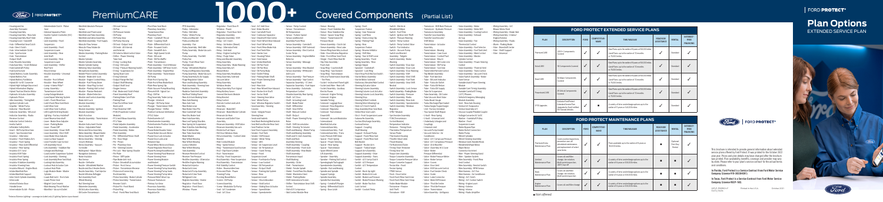# PremiumCARE

# 1000+ Covered Components (Partial List)

- Housing and Ice
- Assembly-Transaxle
- Housing-Gear Box
- Housing Assembly-Torque Converter
- Hub-Front Wheel
- Hub-Differential Gear Clutch
- Hub-Direct Clutch
- Hub-Intermediate Clutch
- Hub-Transmission
- Output Shaft
- Hub Assembly
- Hub Assembly-Wheel
- Hydraulic Pump
- Hydraulic Valve Assembly
- Hybrid Battery Fan
- Hybrid Battery Pack
- Hybrid Control Module
- Hybrid Cooling Fan
- Hybrid Transmission Fluid Pump
- Hybrid Thermal Management System
- Idle Air Control Valve
- Idler Arm
- Ignition Coil
- Ignition Module
- Ignition Switch
- Injector-Fuel
- Inlet Manifold
- Intake Manifold Gasket
- Intake Manifold Runner Control
- Intake Air Temperature Sensor
- Intercooler
- Interior Light Switch
- Input Shaft
- Instrument Cluster

# FORD PROTECT

# Plan Options

## EXTENDED SERVICE PLAN

| FORD PROTECT EXTENDED SERVICE PLANS | | | | | | | |
|---|---|---|---|---|---|---|---|
| PLAN | DESCRIPTION | FORD | COMPETITIVE MAKE | TIME/MILEAGE | ROADSIDE ASSISTANCE | RENTAL | INTEREST-FREE FINANCING |
| PremiumCARE | 1000+ Components Covered | ✓ | ✓ | Plans/Plans up to the earlier of 8 years or 150,000 miles, available in any combination of 12 months or 75,000 miles | ✓ | Standard | ✓ |
| ExtraCARE | 113 Components Covered | ✓ | ✓ | Plans/Plans up to the earlier of 8 years or 150,000 miles, available in any combination of 12 months or 75,000 miles | ✓ | Standard | ✓ |
| BaseCARE | 84 Major Components Covered | ✓ | ✓ | Plans/Plans up to the earlier of 8 years or 150,000 miles, available in any combination of 12 months or 75,000 miles | ✓ | Standard | ✓ |
| PowertrainCARE | 29 Critical Components Covered | ✓ | ✓ | Plans/Plans up to the earlier of 8 years or 150,000 miles, available in any combination of 12 months or 75,000 miles | ✓ | Standard | ✓ |
| CPO Upgrades | Exclusive PremiumCARE Extended Service Plan Upgrades for Ford-Certified Pre-Owned vehicles | ✓ | ■ | Coverage a choice of plans with upgrade options up to the earlier of 8 years or 150,000 miles | ✓ | Standard | ✓ |

| FORD PROTECT MAINTENANCE PLANS | | | | | | | |
|---|---|---|---|---|---|---|---|
| PLAN | DESCRIPTION | FORD | COMPETITIVE MAKE | TIME/MILEAGE | ROADSIDE ASSISTANCE | RENTAL | INTEREST-FREE FINANCING |
| Premium Care Maintenance Plan | Covers routine inspections, preventive care, all scheduled maintenance and replacement of worn wear items | ✓ | ✓ | Plans available up to the earlier of 8 years or 150,000 miles | ■ | Optional First Day Rental | ✓ |
| Extended Maintenance Plan | Covers all oil & filter changes, tire rotations, multi-point inspections | ✓ | ✓ | A variety of time and mileage options up to the earlier of 8 years or 150,000 miles | ■ | Standard | ✓ |
| Basic Maintenance Plan | Covers oil and filter changes, tire rotations | ✓ | ✓ | A variety of time and mileage options up to the earlier of 5 years or 100,000 miles | ■ | Standard | ✓ |
| Engine Maintenance Plan | Covers oil and filter change | ✓ | ✓ | A variety of time and mileage options up to the earlier of 5 years or 100,000 miles | ■ | Standard | ✓ |

■ Not offered

This brochure is intended to provide general information about extended service plans offered by Ford Protect. It was printed to reflect the October 2021 plan year. Prices and plan details may have changed after the brochure was printed. For availability, benefits, coverage and provider may vary by state. Please refer to your plan's service contract for the actual terms and conditions.

**In Florida, Ford Protect is a Service Contract from Ford Motor Service Company (License #19-20334561).**

**In Texas, Ford Protect is a Service Contract from Ford Motor Service Company (License #SCP-16).**

22FLP-PREMBRO-P Printed in the U.S.A. October 2021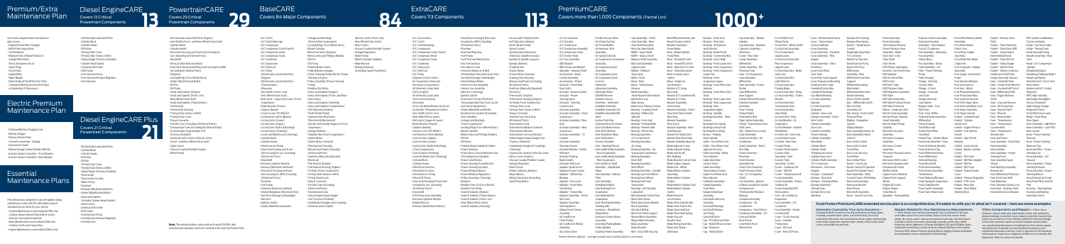# Premium/Extra Maintenance Plan

# Diesel EnginePLUS

Covers 13 Critical Powertrain Components — **13**

# PowertrainCARE

Covers 29 Critical Powertrain Components — **29**

# BaseCARE

Covers 84 Major Components — **84**

# ExtraCARE

Covers 113 Components — **113**

# PremiumCARE

Covers more than 1,000 Components (Partial List) — **1000+**

# Electric Premium Maintenance Plan

- Onboard Battery Charger
- Battery Charger
- Primary Electric Drive
- Converter Assembly – Voltage
- Instrument Cluster
- Battery Energy Control Module (BECM)
- Inverter System Controller – Transmission
- Inverter System Controller – Drive Module

# Diesel EnginePLUS Plus

Covers 21 Critical Powertrain Components — **21**

- All Internally Lubricated Parts
- Cylinder Block
- Cylinder Heads
- Oil Pump
- Timing Chain Cover
- Timing Gear Cover (Front Cover)
- Turbocharger
- Fuel Injection Pump
- Fuel Injectors

# Essential Maintenance Plans

**Ford Protect PremiumCARE extended service plan is so comprehensive, it's easier to refer you to what isn't covered — here are some examples:**

**Generally Covered by Your Auto Insurance**

**Repairs Related to Your Maintenance Requirements**

**Other Components and Repairs**